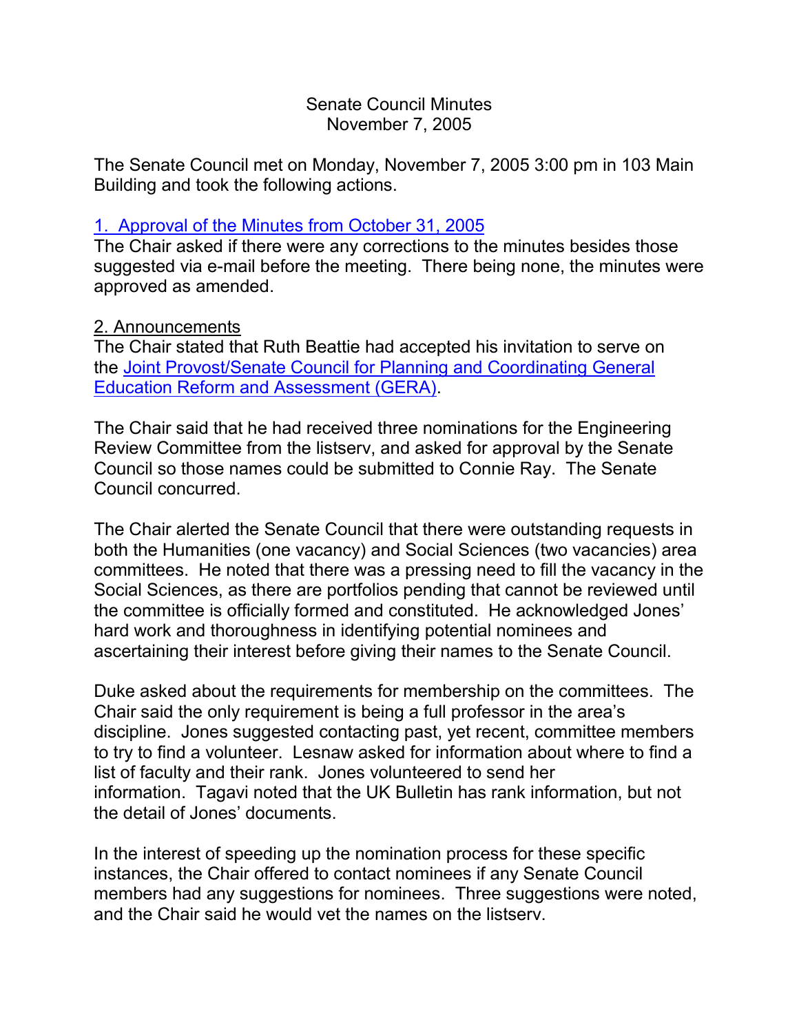# Senate Council Minutes
## November 7, 2005

The Senate Council met on Monday, November 7, 2005 3:00 pm in 103 Main Building and took the following actions.

### 1. Approval of the Minutes from October 31, 2005

The Chair asked if there were any corrections to the minutes besides those suggested via e-mail before the meeting. There being none, the minutes were approved as amended.

### 2. Announcements

The Chair stated that Ruth Beattie had accepted his invitation to serve on the Joint Provost/Senate Council for Planning and Coordinating General Education Reform and Assessment (GERA).

The Chair said that he had received three nominations for the Engineering Review Committee from the listserv, and asked for approval by the Senate Council so those names could be submitted to Connie Ray. The Senate Council concurred.

The Chair alerted the Senate Council that there were outstanding requests in both the Humanities (one vacancy) and Social Sciences (two vacancies) area committees. He noted that there was a pressing need to fill the vacancy in the Social Sciences, as there are portfolios pending that cannot be reviewed until the committee is officially formed and constituted. He acknowledged Jones' hard work and thoroughness in identifying potential nominees and ascertaining their interest before giving their names to the Senate Council.

Duke asked about the requirements for membership on the committees. The Chair said the only requirement is being a full professor in the area's discipline. Jones suggested contacting past, yet recent, committee members to try to find a volunteer. Lesnaw asked for information about where to find a list of faculty and their rank. Jones volunteered to send her information. Tagavi noted that the UK Bulletin has rank information, but not the detail of Jones' documents.

In the interest of speeding up the nomination process for these specific instances, the Chair offered to contact nominees if any Senate Council members had any suggestions for nominees. Three suggestions were noted, and the Chair said he would vet the names on the listserv.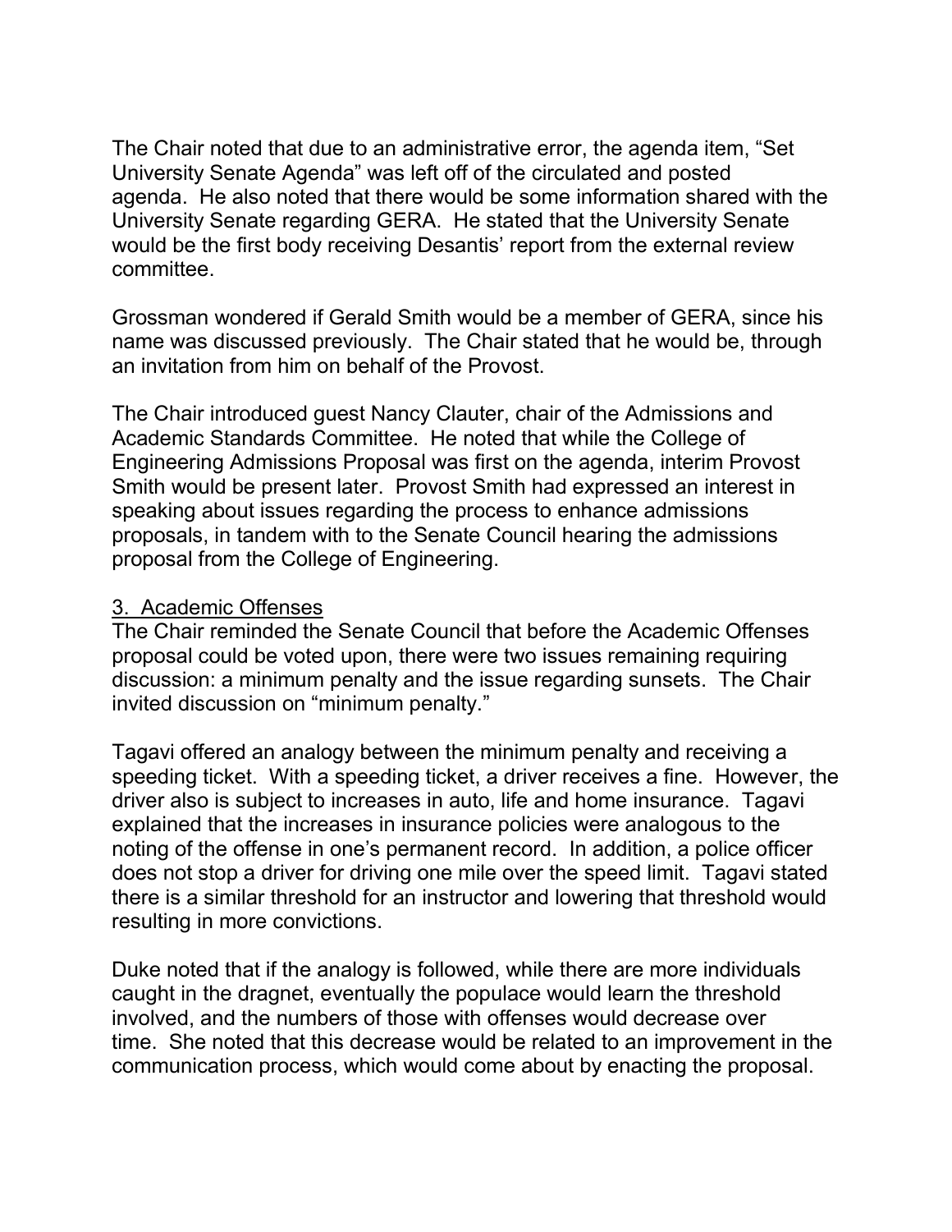The Chair noted that due to an administrative error, the agenda item, "Set University Senate Agenda" was left off of the circulated and posted agenda. He also noted that there would be some information shared with the University Senate regarding GERA. He stated that the University Senate would be the first body receiving Desantis' report from the external review committee.

Grossman wondered if Gerald Smith would be a member of GERA, since his name was discussed previously. The Chair stated that he would be, through an invitation from him on behalf of the Provost.

The Chair introduced guest Nancy Clauter, chair of the Admissions and Academic Standards Committee. He noted that while the College of Engineering Admissions Proposal was first on the agenda, interim Provost Smith would be present later. Provost Smith had expressed an interest in speaking about issues regarding the process to enhance admissions proposals, in tandem with to the Senate Council hearing the admissions proposal from the College of Engineering.

3. Academic Offenses

The Chair reminded the Senate Council that before the Academic Offenses proposal could be voted upon, there were two issues remaining requiring discussion: a minimum penalty and the issue regarding sunsets. The Chair invited discussion on "minimum penalty."

Tagavi offered an analogy between the minimum penalty and receiving a speeding ticket. With a speeding ticket, a driver receives a fine. However, the driver also is subject to increases in auto, life and home insurance. Tagavi explained that the increases in insurance policies were analogous to the noting of the offense in one's permanent record. In addition, a police officer does not stop a driver for driving one mile over the speed limit. Tagavi stated there is a similar threshold for an instructor and lowering that threshold would resulting in more convictions.

Duke noted that if the analogy is followed, while there are more individuals caught in the dragnet, eventually the populace would learn the threshold involved, and the numbers of those with offenses would decrease over time. She noted that this decrease would be related to an improvement in the communication process, which would come about by enacting the proposal.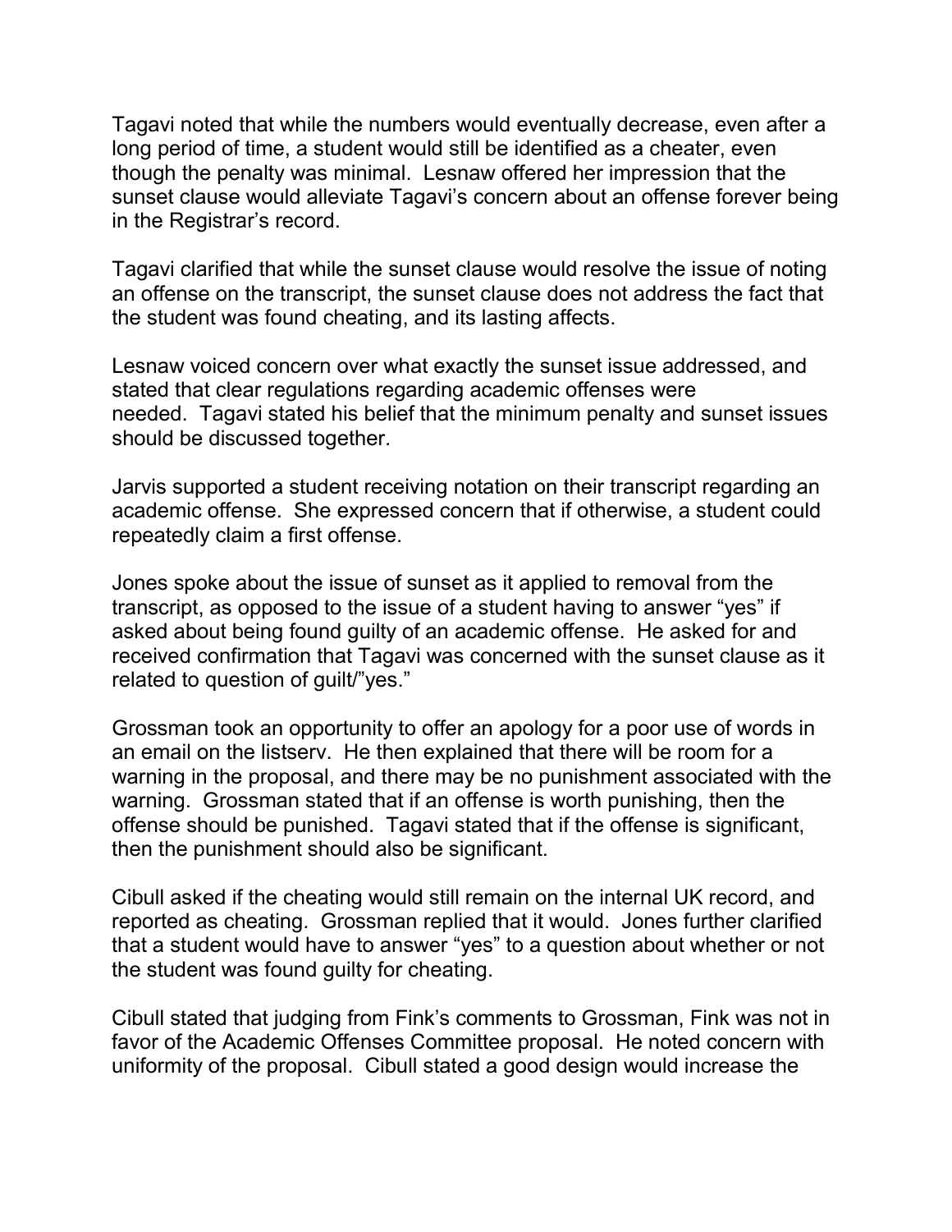Tagavi noted that while the numbers would eventually decrease, even after a long period of time, a student would still be identified as a cheater, even though the penalty was minimal. Lesnaw offered her impression that the sunset clause would alleviate Tagavi's concern about an offense forever being in the Registrar's record.

Tagavi clarified that while the sunset clause would resolve the issue of noting an offense on the transcript, the sunset clause does not address the fact that the student was found cheating, and its lasting affects.

Lesnaw voiced concern over what exactly the sunset issue addressed, and stated that clear regulations regarding academic offenses were needed. Tagavi stated his belief that the minimum penalty and sunset issues should be discussed together.

Jarvis supported a student receiving notation on their transcript regarding an academic offense. She expressed concern that if otherwise, a student could repeatedly claim a first offense.

Jones spoke about the issue of sunset as it applied to removal from the transcript, as opposed to the issue of a student having to answer "yes" if asked about being found guilty of an academic offense. He asked for and received confirmation that Tagavi was concerned with the sunset clause as it related to question of guilt/"yes."

Grossman took an opportunity to offer an apology for a poor use of words in an email on the listserv. He then explained that there will be room for a warning in the proposal, and there may be no punishment associated with the warning. Grossman stated that if an offense is worth punishing, then the offense should be punished. Tagavi stated that if the offense is significant, then the punishment should also be significant.

Cibull asked if the cheating would still remain on the internal UK record, and reported as cheating. Grossman replied that it would. Jones further clarified that a student would have to answer "yes" to a question about whether or not the student was found guilty for cheating.

Cibull stated that judging from Fink's comments to Grossman, Fink was not in favor of the Academic Offenses Committee proposal. He noted concern with uniformity of the proposal. Cibull stated a good design would increase the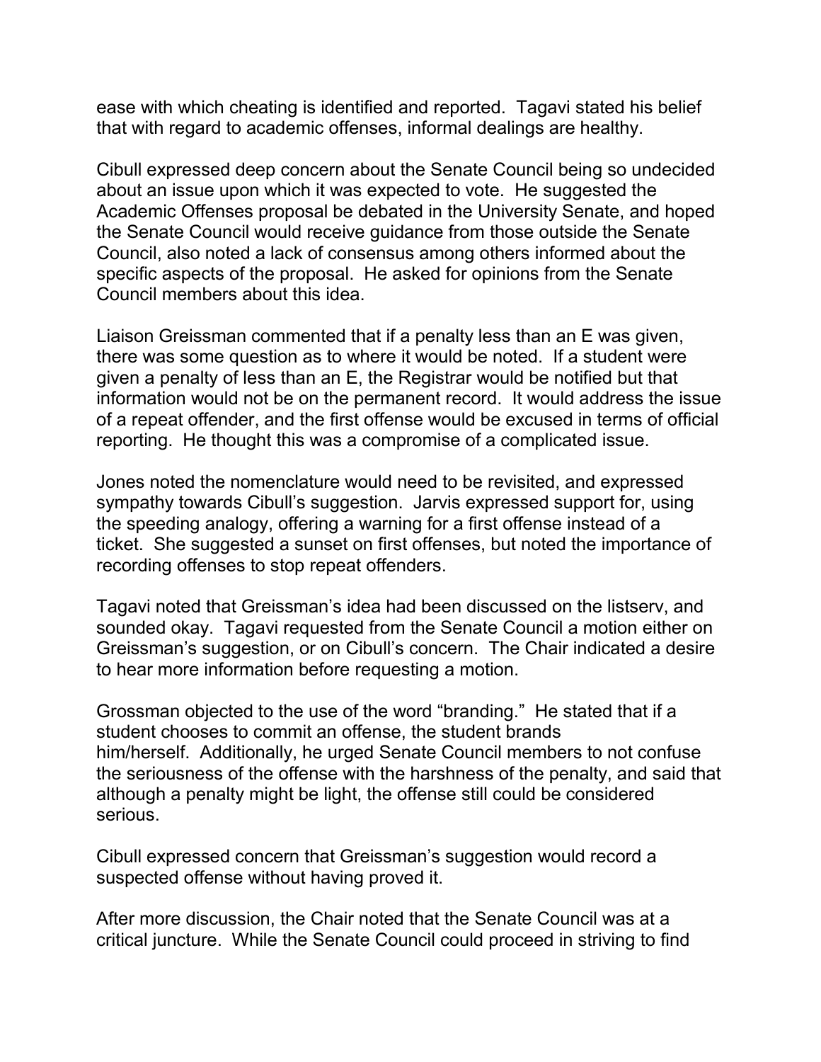ease with which cheating is identified and reported. Tagavi stated his belief that with regard to academic offenses, informal dealings are healthy.

Cibull expressed deep concern about the Senate Council being so undecided about an issue upon which it was expected to vote. He suggested the Academic Offenses proposal be debated in the University Senate, and hoped the Senate Council would receive guidance from those outside the Senate Council, also noted a lack of consensus among others informed about the specific aspects of the proposal. He asked for opinions from the Senate Council members about this idea.

Liaison Greissman commented that if a penalty less than an E was given, there was some question as to where it would be noted. If a student were given a penalty of less than an E, the Registrar would be notified but that information would not be on the permanent record. It would address the issue of a repeat offender, and the first offense would be excused in terms of official reporting. He thought this was a compromise of a complicated issue.

Jones noted the nomenclature would need to be revisited, and expressed sympathy towards Cibull's suggestion. Jarvis expressed support for, using the speeding analogy, offering a warning for a first offense instead of a ticket. She suggested a sunset on first offenses, but noted the importance of recording offenses to stop repeat offenders.

Tagavi noted that Greissman's idea had been discussed on the listserv, and sounded okay. Tagavi requested from the Senate Council a motion either on Greissman's suggestion, or on Cibull's concern. The Chair indicated a desire to hear more information before requesting a motion.

Grossman objected to the use of the word "branding." He stated that if a student chooses to commit an offense, the student brands him/herself. Additionally, he urged Senate Council members to not confuse the seriousness of the offense with the harshness of the penalty, and said that although a penalty might be light, the offense still could be considered serious.

Cibull expressed concern that Greissman's suggestion would record a suspected offense without having proved it.

After more discussion, the Chair noted that the Senate Council was at a critical juncture. While the Senate Council could proceed in striving to find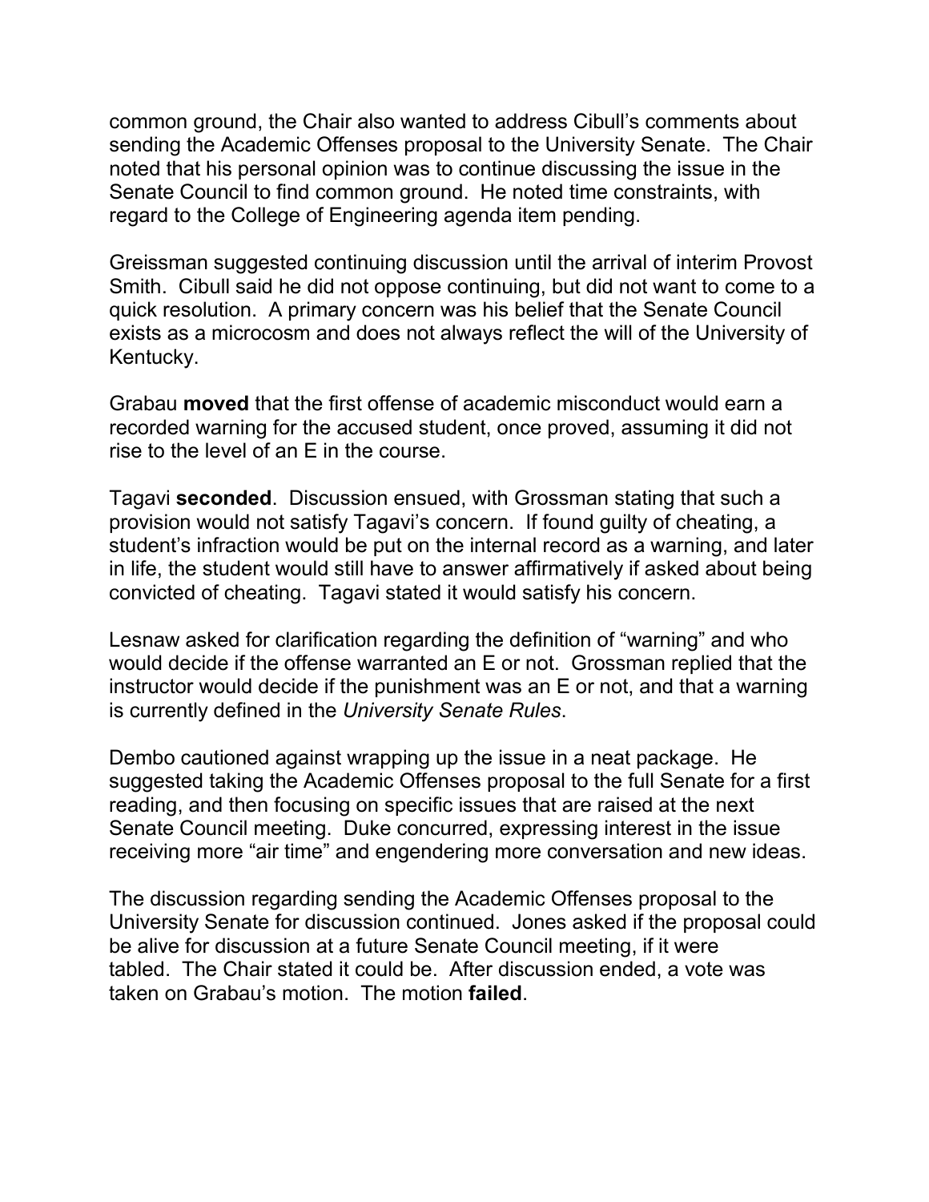common ground, the Chair also wanted to address Cibull's comments about sending the Academic Offenses proposal to the University Senate. The Chair noted that his personal opinion was to continue discussing the issue in the Senate Council to find common ground. He noted time constraints, with regard to the College of Engineering agenda item pending.

Greissman suggested continuing discussion until the arrival of interim Provost Smith. Cibull said he did not oppose continuing, but did not want to come to a quick resolution. A primary concern was his belief that the Senate Council exists as a microcosm and does not always reflect the will of the University of Kentucky.

Grabau **moved** that the first offense of academic misconduct would earn a recorded warning for the accused student, once proved, assuming it did not rise to the level of an E in the course.

Tagavi **seconded**. Discussion ensued, with Grossman stating that such a provision would not satisfy Tagavi's concern. If found guilty of cheating, a student's infraction would be put on the internal record as a warning, and later in life, the student would still have to answer affirmatively if asked about being convicted of cheating. Tagavi stated it would satisfy his concern.

Lesnaw asked for clarification regarding the definition of "warning" and who would decide if the offense warranted an E or not. Grossman replied that the instructor would decide if the punishment was an E or not, and that a warning is currently defined in the *University Senate Rules*.

Dembo cautioned against wrapping up the issue in a neat package. He suggested taking the Academic Offenses proposal to the full Senate for a first reading, and then focusing on specific issues that are raised at the next Senate Council meeting. Duke concurred, expressing interest in the issue receiving more "air time" and engendering more conversation and new ideas.

The discussion regarding sending the Academic Offenses proposal to the University Senate for discussion continued. Jones asked if the proposal could be alive for discussion at a future Senate Council meeting, if it were tabled. The Chair stated it could be. After discussion ended, a vote was taken on Grabau's motion. The motion **failed**.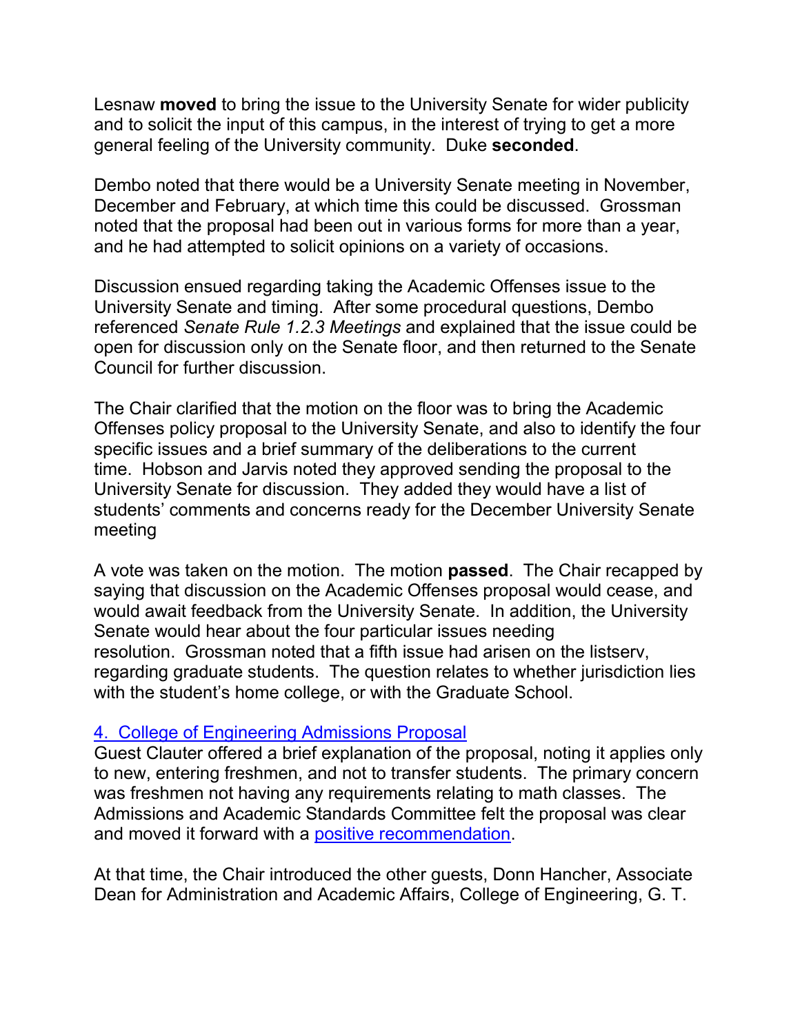Lesnaw **moved** to bring the issue to the University Senate for wider publicity and to solicit the input of this campus, in the interest of trying to get a more general feeling of the University community. Duke **seconded**.

Dembo noted that there would be a University Senate meeting in November, December and February, at which time this could be discussed. Grossman noted that the proposal had been out in various forms for more than a year, and he had attempted to solicit opinions on a variety of occasions.

Discussion ensued regarding taking the Academic Offenses issue to the University Senate and timing. After some procedural questions, Dembo referenced *Senate Rule 1.2.3 Meetings* and explained that the issue could be open for discussion only on the Senate floor, and then returned to the Senate Council for further discussion.

The Chair clarified that the motion on the floor was to bring the Academic Offenses policy proposal to the University Senate, and also to identify the four specific issues and a brief summary of the deliberations to the current time. Hobson and Jarvis noted they approved sending the proposal to the University Senate for discussion. They added they would have a list of students' comments and concerns ready for the December University Senate meeting

A vote was taken on the motion. The motion **passed**. The Chair recapped by saying that discussion on the Academic Offenses proposal would cease, and would await feedback from the University Senate. In addition, the University Senate would hear about the four particular issues needing resolution. Grossman noted that a fifth issue had arisen on the listserv, regarding graduate students. The question relates to whether jurisdiction lies with the student's home college, or with the Graduate School.

4. College of Engineering Admissions Proposal

Guest Clauter offered a brief explanation of the proposal, noting it applies only to new, entering freshmen, and not to transfer students. The primary concern was freshmen not having any requirements relating to math classes. The Admissions and Academic Standards Committee felt the proposal was clear and moved it forward with a positive recommendation.

At that time, the Chair introduced the other guests, Donn Hancher, Associate Dean for Administration and Academic Affairs, College of Engineering, G. T.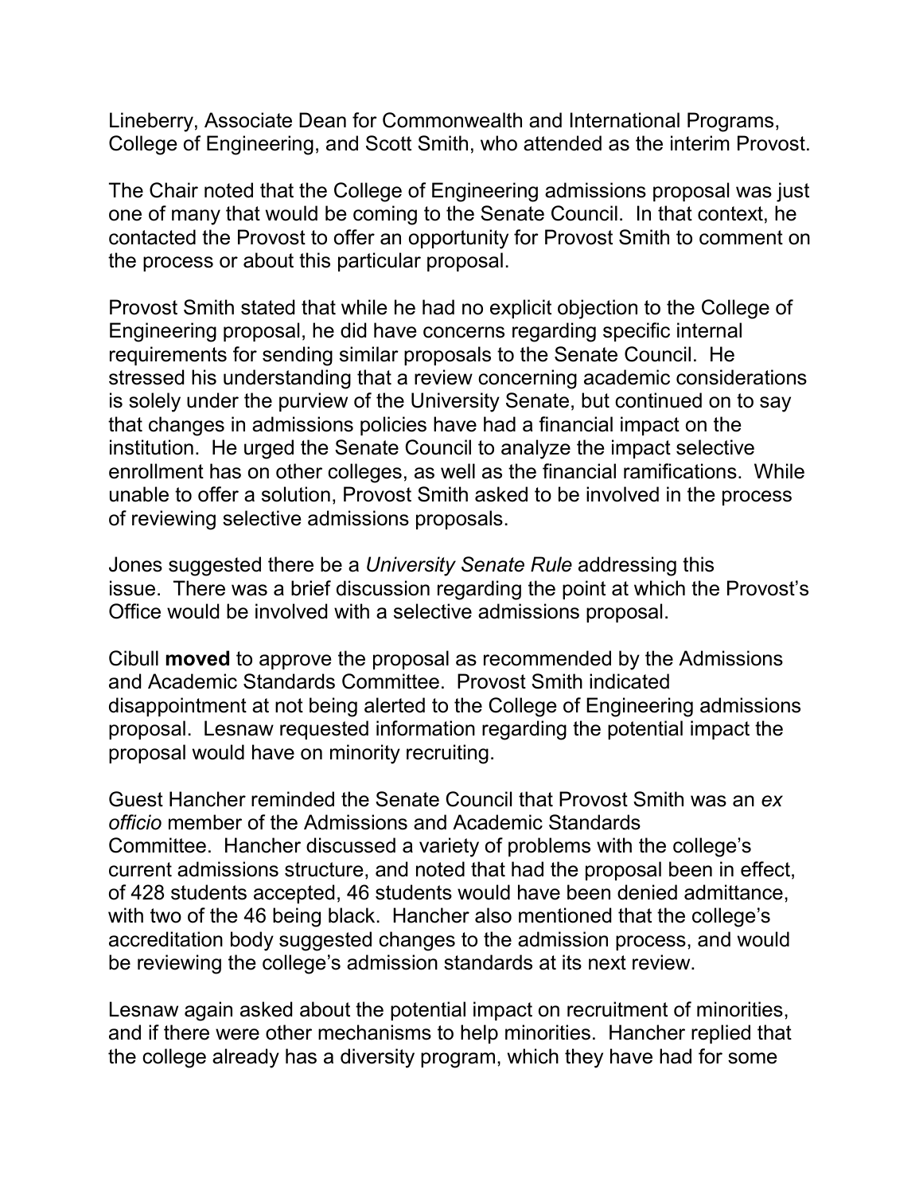Lineberry, Associate Dean for Commonwealth and International Programs, College of Engineering, and Scott Smith, who attended as the interim Provost.

The Chair noted that the College of Engineering admissions proposal was just one of many that would be coming to the Senate Council. In that context, he contacted the Provost to offer an opportunity for Provost Smith to comment on the process or about this particular proposal.

Provost Smith stated that while he had no explicit objection to the College of Engineering proposal, he did have concerns regarding specific internal requirements for sending similar proposals to the Senate Council. He stressed his understanding that a review concerning academic considerations is solely under the purview of the University Senate, but continued on to say that changes in admissions policies have had a financial impact on the institution. He urged the Senate Council to analyze the impact selective enrollment has on other colleges, as well as the financial ramifications. While unable to offer a solution, Provost Smith asked to be involved in the process of reviewing selective admissions proposals.

Jones suggested there be a *University Senate Rule* addressing this issue. There was a brief discussion regarding the point at which the Provost's Office would be involved with a selective admissions proposal.

Cibull **moved** to approve the proposal as recommended by the Admissions and Academic Standards Committee. Provost Smith indicated disappointment at not being alerted to the College of Engineering admissions proposal. Lesnaw requested information regarding the potential impact the proposal would have on minority recruiting.

Guest Hancher reminded the Senate Council that Provost Smith was an *ex officio* member of the Admissions and Academic Standards Committee. Hancher discussed a variety of problems with the college's current admissions structure, and noted that had the proposal been in effect, of 428 students accepted, 46 students would have been denied admittance, with two of the 46 being black. Hancher also mentioned that the college's accreditation body suggested changes to the admission process, and would be reviewing the college's admission standards at its next review.

Lesnaw again asked about the potential impact on recruitment of minorities, and if there were other mechanisms to help minorities. Hancher replied that the college already has a diversity program, which they have had for some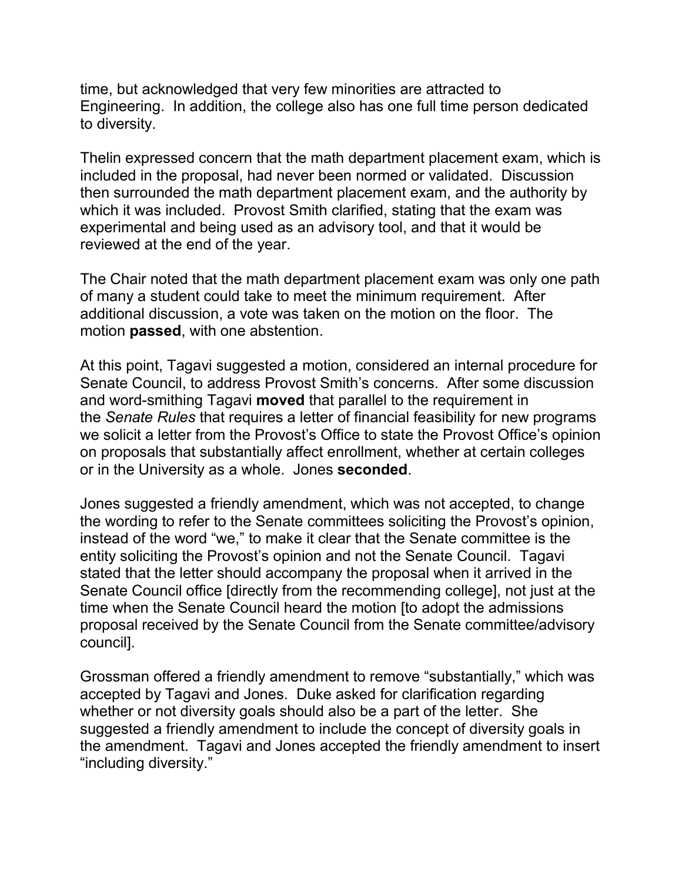time, but acknowledged that very few minorities are attracted to Engineering. In addition, the college also has one full time person dedicated to diversity.

Thelin expressed concern that the math department placement exam, which is included in the proposal, had never been normed or validated. Discussion then surrounded the math department placement exam, and the authority by which it was included. Provost Smith clarified, stating that the exam was experimental and being used as an advisory tool, and that it would be reviewed at the end of the year.

The Chair noted that the math department placement exam was only one path of many a student could take to meet the minimum requirement. After additional discussion, a vote was taken on the motion on the floor. The motion **passed**, with one abstention.

At this point, Tagavi suggested a motion, considered an internal procedure for Senate Council, to address Provost Smith's concerns. After some discussion and word-smithing Tagavi **moved** that parallel to the requirement in the *Senate Rules* that requires a letter of financial feasibility for new programs we solicit a letter from the Provost's Office to state the Provost Office's opinion on proposals that substantially affect enrollment, whether at certain colleges or in the University as a whole. Jones **seconded**.

Jones suggested a friendly amendment, which was not accepted, to change the wording to refer to the Senate committees soliciting the Provost's opinion, instead of the word "we," to make it clear that the Senate committee is the entity soliciting the Provost's opinion and not the Senate Council. Tagavi stated that the letter should accompany the proposal when it arrived in the Senate Council office [directly from the recommending college], not just at the time when the Senate Council heard the motion [to adopt the admissions proposal received by the Senate Council from the Senate committee/advisory council].

Grossman offered a friendly amendment to remove "substantially," which was accepted by Tagavi and Jones. Duke asked for clarification regarding whether or not diversity goals should also be a part of the letter. She suggested a friendly amendment to include the concept of diversity goals in the amendment. Tagavi and Jones accepted the friendly amendment to insert "including diversity."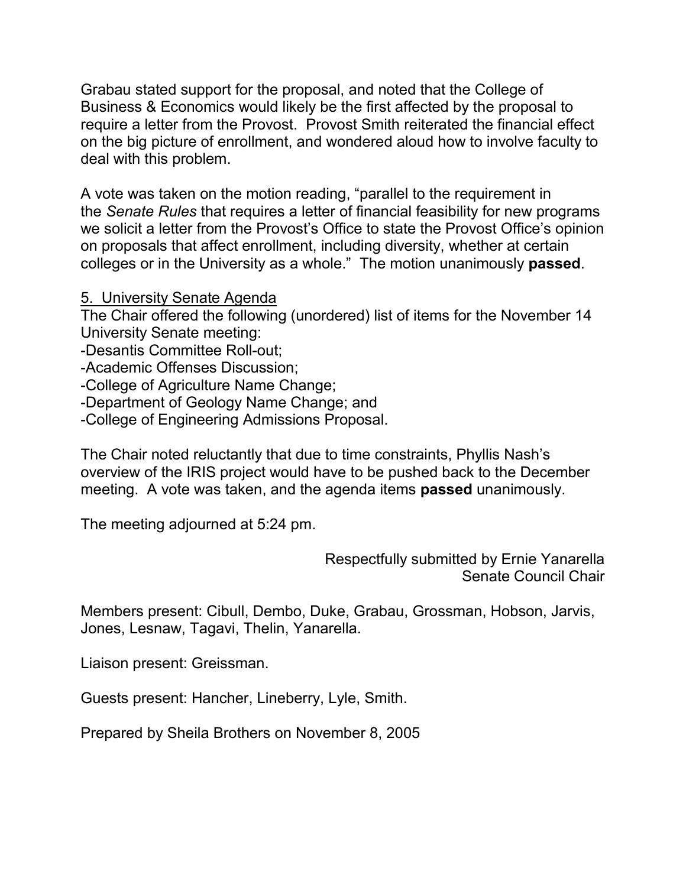Grabau stated support for the proposal, and noted that the College of Business & Economics would likely be the first affected by the proposal to require a letter from the Provost. Provost Smith reiterated the financial effect on the big picture of enrollment, and wondered aloud how to involve faculty to deal with this problem.

A vote was taken on the motion reading, "parallel to the requirement in the *Senate Rules* that requires a letter of financial feasibility for new programs we solicit a letter from the Provost's Office to state the Provost Office's opinion on proposals that affect enrollment, including diversity, whether at certain colleges or in the University as a whole." The motion unanimously **passed**.

5. University Senate Agenda

The Chair offered the following (unordered) list of items for the November 14 University Senate meeting:

-Desantis Committee Roll-out;
-Academic Offenses Discussion;
-College of Agriculture Name Change;
-Department of Geology Name Change; and
-College of Engineering Admissions Proposal.

The Chair noted reluctantly that due to time constraints, Phyllis Nash's overview of the IRIS project would have to be pushed back to the December meeting. A vote was taken, and the agenda items **passed** unanimously.

The meeting adjourned at 5:24 pm.

Respectfully submitted by Ernie Yanarella
Senate Council Chair

Members present: Cibull, Dembo, Duke, Grabau, Grossman, Hobson, Jarvis, Jones, Lesnaw, Tagavi, Thelin, Yanarella.

Liaison present: Greissman.

Guests present: Hancher, Lineberry, Lyle, Smith.

Prepared by Sheila Brothers on November 8, 2005